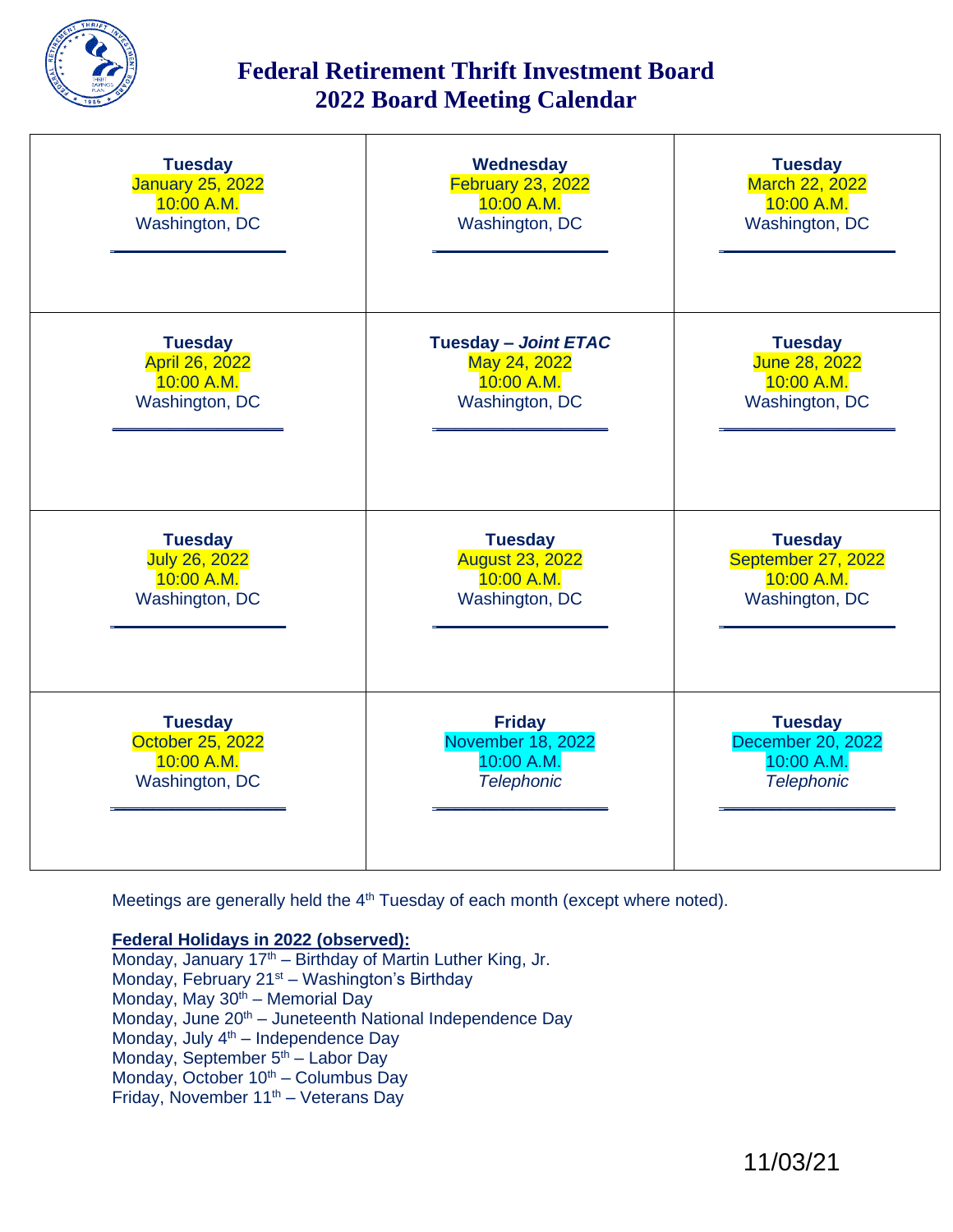# Federal Retirement Thrift Investment Board
# 2022 Board Meeting Calendar

| | | |
|---|---|---|
| **Tuesday**<br>January 25, 2022<br>10:00 A.M.<br>Washington, DC | **Wednesday**<br>February 23, 2022<br>10:00 A.M.<br>Washington, DC | **Tuesday**<br>March 22, 2022<br>10:00 A.M.<br>Washington, DC |
| **Tuesday**<br>April 26, 2022<br>10:00 A.M.<br>Washington, DC | **Tuesday – *Joint ETAC***<br>May 24, 2022<br>10:00 A.M.<br>Washington, DC | **Tuesday**<br>June 28, 2022<br>10:00 A.M.<br>Washington, DC |
| **Tuesday**<br>July 26, 2022<br>10:00 A.M.<br>Washington, DC | **Tuesday**<br>August 23, 2022<br>10:00 A.M.<br>Washington, DC | **Tuesday**<br>September 27, 2022<br>10:00 A.M.<br>Washington, DC |
| **Tuesday**<br>October 25, 2022<br>10:00 A.M.<br>Washington, DC | **Friday**<br>November 18, 2022<br>10:00 A.M.<br>*Telephonic* | **Tuesday**<br>December 20, 2022<br>10:00 A.M.<br>*Telephonic* |

Meetings are generally held the 4th Tuesday of each month (except where noted).

**Federal Holidays in 2022 (observed):**

Monday, January 17th – Birthday of Martin Luther King, Jr.
Monday, February 21st – Washington's Birthday
Monday, May 30th – Memorial Day
Monday, June 20th – Juneteenth National Independence Day
Monday, July 4th – Independence Day
Monday, September 5th – Labor Day
Monday, October 10th – Columbus Day
Friday, November 11th – Veterans Day

11/03/21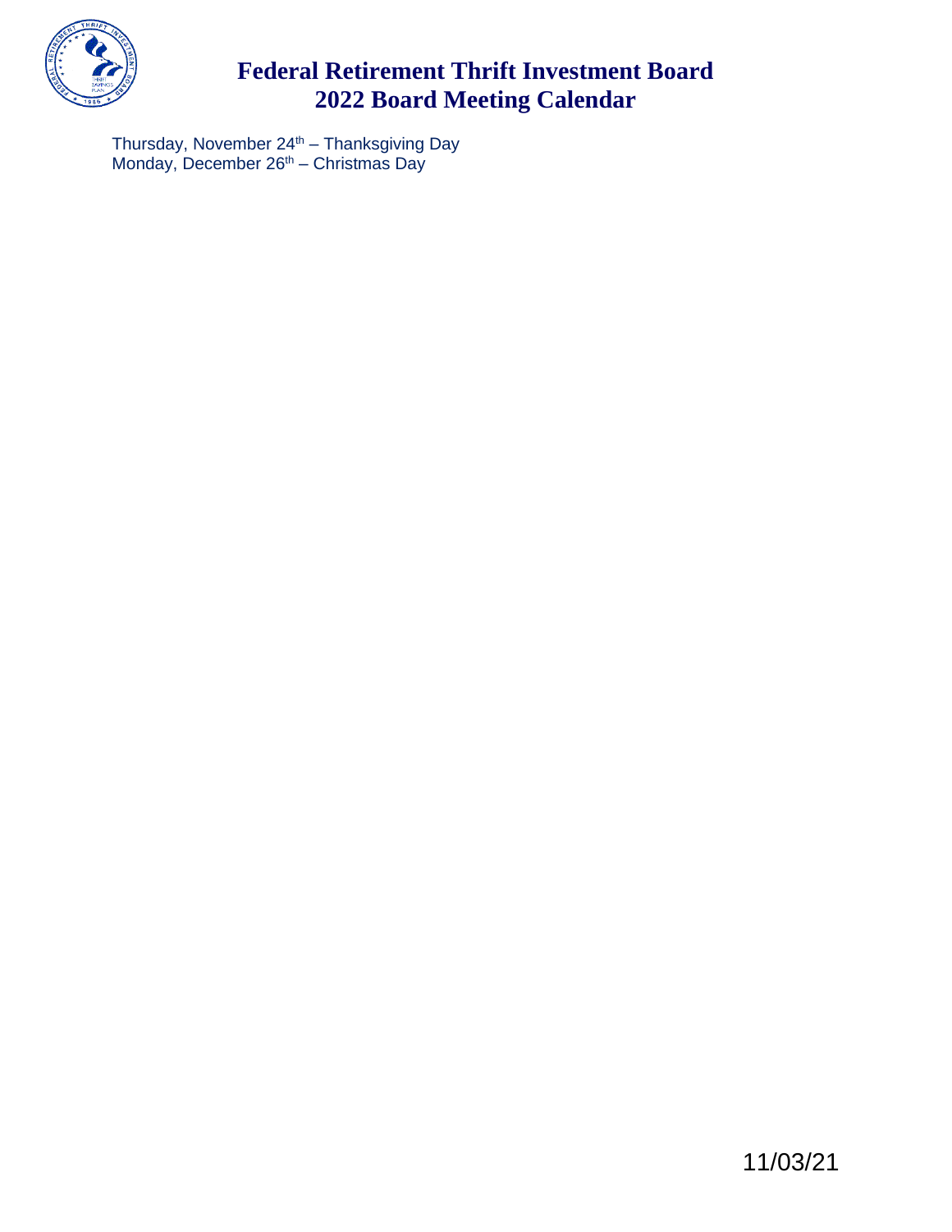# Federal Retirement Thrift Investment Board
# 2022 Board Meeting Calendar

Thursday, November 24th – Thanksgiving Day
Monday, December 26th – Christmas Day

11/03/21